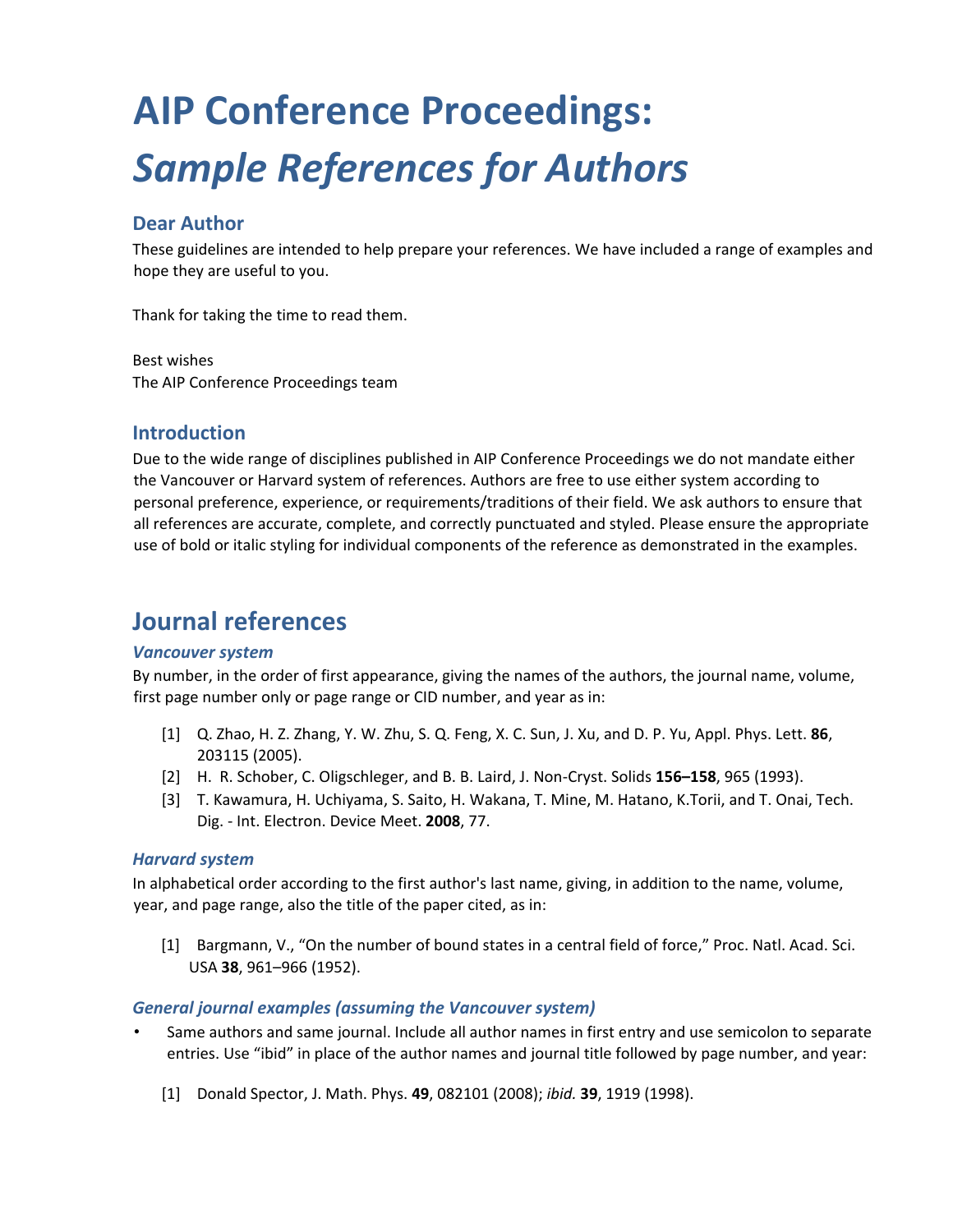# AIP Conference Proceedings:

# *Sample References for Authors*

### Dear Author

These guidelines are intended to help prepare your references. We have included a range of examples and hope they are useful to you.

Thank for taking the time to read them.

Best wishes
The AIP Conference Proceedings team

### Introduction

Due to the wide range of disciplines published in AIP Conference Proceedings we do not mandate either the Vancouver or Harvard system of references. Authors are free to use either system according to personal preference, experience, or requirements/traditions of their field. We ask authors to ensure that all references are accurate, complete, and correctly punctuated and styled. Please ensure the appropriate use of bold or italic styling for individual components of the reference as demonstrated in the examples.

## Journal references

#### *Vancouver system*

By number, in the order of first appearance, giving the names of the authors, the journal name, volume, first page number only or page range or CID number, and year as in:

[1] Q. Zhao, H. Z. Zhang, Y. W. Zhu, S. Q. Feng, X. C. Sun, J. Xu, and D. P. Yu, Appl. Phys. Lett. **86**, 203115 (2005).
[2] H. R. Schober, C. Oligschleger, and B. B. Laird, J. Non-Cryst. Solids **156–158**, 965 (1993).
[3] T. Kawamura, H. Uchiyama, S. Saito, H. Wakana, T. Mine, M. Hatano, K.Torii, and T. Onai, Tech. Dig. - Int. Electron. Device Meet. **2008**, 77.

#### *Harvard system*

In alphabetical order according to the first author's last name, giving, in addition to the name, volume, year, and page range, also the title of the paper cited, as in:

[1] Bargmann, V., "On the number of bound states in a central field of force," Proc. Natl. Acad. Sci. USA **38**, 961–966 (1952).

#### *General journal examples (assuming the Vancouver system)*

- Same authors and same journal. Include all author names in first entry and use semicolon to separate entries. Use "ibid" in place of the author names and journal title followed by page number, and year:

[1] Donald Spector, J. Math. Phys. **49**, 082101 (2008); *ibid.* **39**, 1919 (1998).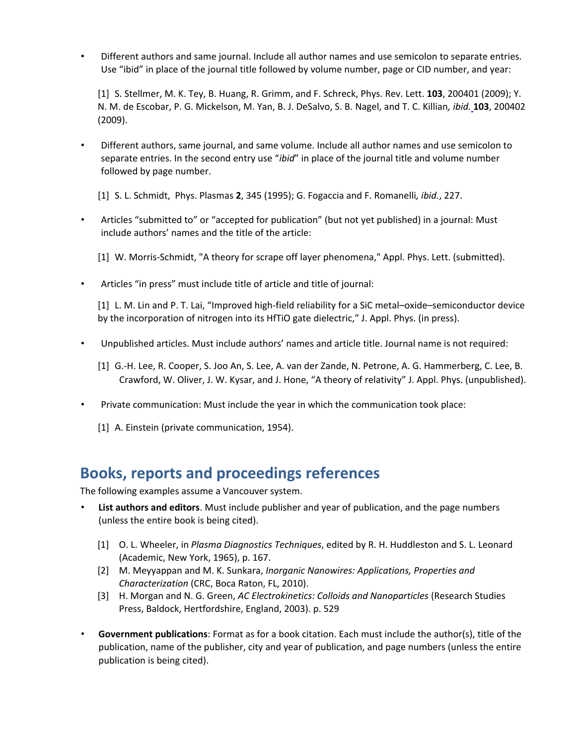- Different authors and same journal. Include all author names and use semicolon to separate entries. Use "ibid" in place of the journal title followed by volume number, page or CID number, and year:

  [1] S. Stellmer, M. K. Tey, B. Huang, R. Grimm, and F. Schreck, Phys. Rev. Lett. **103**, 200401 (2009); Y. N. M. de Escobar, P. G. Mickelson, M. Yan, B. J. DeSalvo, S. B. Nagel, and T. C. Killian*, ibid.* **103**, 200402 (2009).

- Different authors, same journal, and same volume. Include all author names and use semicolon to separate entries. In the second entry use "*ibid*" in place of the journal title and volume number followed by page number.

  [1] S. L. Schmidt, Phys. Plasmas **2**, 345 (1995); G. Fogaccia and F. Romanelli*, ibid.*, 227.

- Articles "submitted to" or "accepted for publication" (but not yet published) in a journal: Must include authors' names and the title of the article:

  [1] W. Morris-Schmidt, "A theory for scrape off layer phenomena," Appl. Phys. Lett. (submitted).

- Articles "in press" must include title of article and title of journal:

  [1] L. M. Lin and P. T. Lai, "Improved high-field reliability for a SiC metal–oxide–semiconductor device by the incorporation of nitrogen into its HfTiO gate dielectric," J. Appl. Phys. (in press).

- Unpublished articles. Must include authors' names and article title. Journal name is not required:

  [1] G.-H. Lee, R. Cooper, S. Joo An, S. Lee, A. van der Zande, N. Petrone, A. G. Hammerberg, C. Lee, B. Crawford, W. Oliver, J. W. Kysar, and J. Hone, "A theory of relativity" J. Appl. Phys. (unpublished).

- Private communication: Must include the year in which the communication took place:

  [1] A. Einstein (private communication, 1954).

## Books, reports and proceedings references

The following examples assume a Vancouver system.

- **List authors and editors**. Must include publisher and year of publication, and the page numbers (unless the entire book is being cited).

  [1] O. L. Wheeler, in *Plasma Diagnostics Techniques*, edited by R. H. Huddleston and S. L. Leonard (Academic, New York, 1965), p. 167.
  [2] M. Meyyappan and M. K. Sunkara, *Inorganic Nanowires: Applications, Properties and Characterization* (CRC, Boca Raton, FL, 2010).
  [3] H. Morgan and N. G. Green, *AC Electrokinetics: Colloids and Nanoparticles* (Research Studies Press, Baldock, Hertfordshire, England, 2003). p. 529

- **Government publications**: Format as for a book citation. Each must include the author(s), title of the publication, name of the publisher, city and year of publication, and page numbers (unless the entire publication is being cited).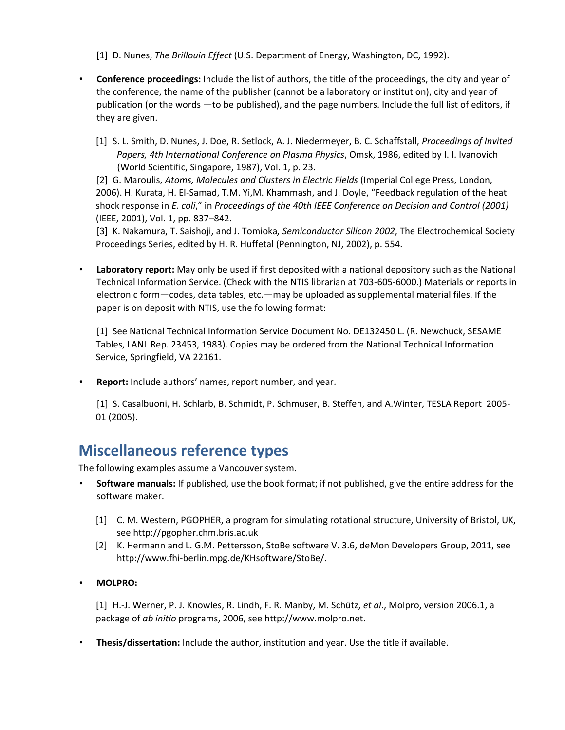[1] D. Nunes, *The Brillouin Effect* (U.S. Department of Energy, Washington, DC, 1992).

- **Conference proceedings:** Include the list of authors, the title of the proceedings, the city and year of the conference, the name of the publisher (cannot be a laboratory or institution), city and year of publication (or the words —to be published), and the page numbers. Include the full list of editors, if they are given.

  [1] S. L. Smith, D. Nunes, J. Doe, R. Setlock, A. J. Niedermeyer, B. C. Schaffstall, *Proceedings of Invited Papers, 4th International Conference on Plasma Physics*, Omsk, 1986, edited by I. I. Ivanovich (World Scientific, Singapore, 1987), Vol. 1, p. 23.

  [2] G. Maroulis, *Atoms, Molecules and Clusters in Electric Fields* (Imperial College Press, London, 2006). H. Kurata, H. El-Samad, T.M. Yi,M. Khammash, and J. Doyle, "Feedback regulation of the heat shock response in *E. coli*," in *Proceedings of the 40th IEEE Conference on Decision and Control (2001)* (IEEE, 2001), Vol. 1, pp. 837–842.

  [3] K. Nakamura, T. Saishoji, and J. Tomioka*, Semiconductor Silicon 2002*, The Electrochemical Society Proceedings Series, edited by H. R. Huffetal (Pennington, NJ, 2002), p. 554.

- **Laboratory report:** May only be used if first deposited with a national depository such as the National Technical Information Service. (Check with the NTIS librarian at 703-605-6000.) Materials or reports in electronic form—codes, data tables, etc.—may be uploaded as supplemental material files. If the paper is on deposit with NTIS, use the following format:

  [1] See National Technical Information Service Document No. DE132450 L. (R. Newchuck, SESAME Tables, LANL Rep. 23453, 1983). Copies may be ordered from the National Technical Information Service, Springfield, VA 22161.

- **Report:** Include authors' names, report number, and year.

  [1] S. Casalbuoni, H. Schlarb, B. Schmidt, P. Schmuser, B. Steffen, and A.Winter, TESLA Report 2005-01 (2005).

## Miscellaneous reference types

The following examples assume a Vancouver system.

- **Software manuals:** If published, use the book format; if not published, give the entire address for the software maker.

  [1] C. M. Western, PGOPHER, a program for simulating rotational structure, University of Bristol, UK, see http://pgopher.chm.bris.ac.uk

  [2] K. Hermann and L. G.M. Pettersson, StoBe software V. 3.6, deMon Developers Group, 2011, see http://www.fhi-berlin.mpg.de/KHsoftware/StoBe/.

- **MOLPRO:**

  [1] H.-J. Werner, P. J. Knowles, R. Lindh, F. R. Manby, M. Schütz, *et al*., Molpro, version 2006.1, a package of *ab initio* programs, 2006, see http://www.molpro.net.

- **Thesis/dissertation:** Include the author, institution and year. Use the title if available.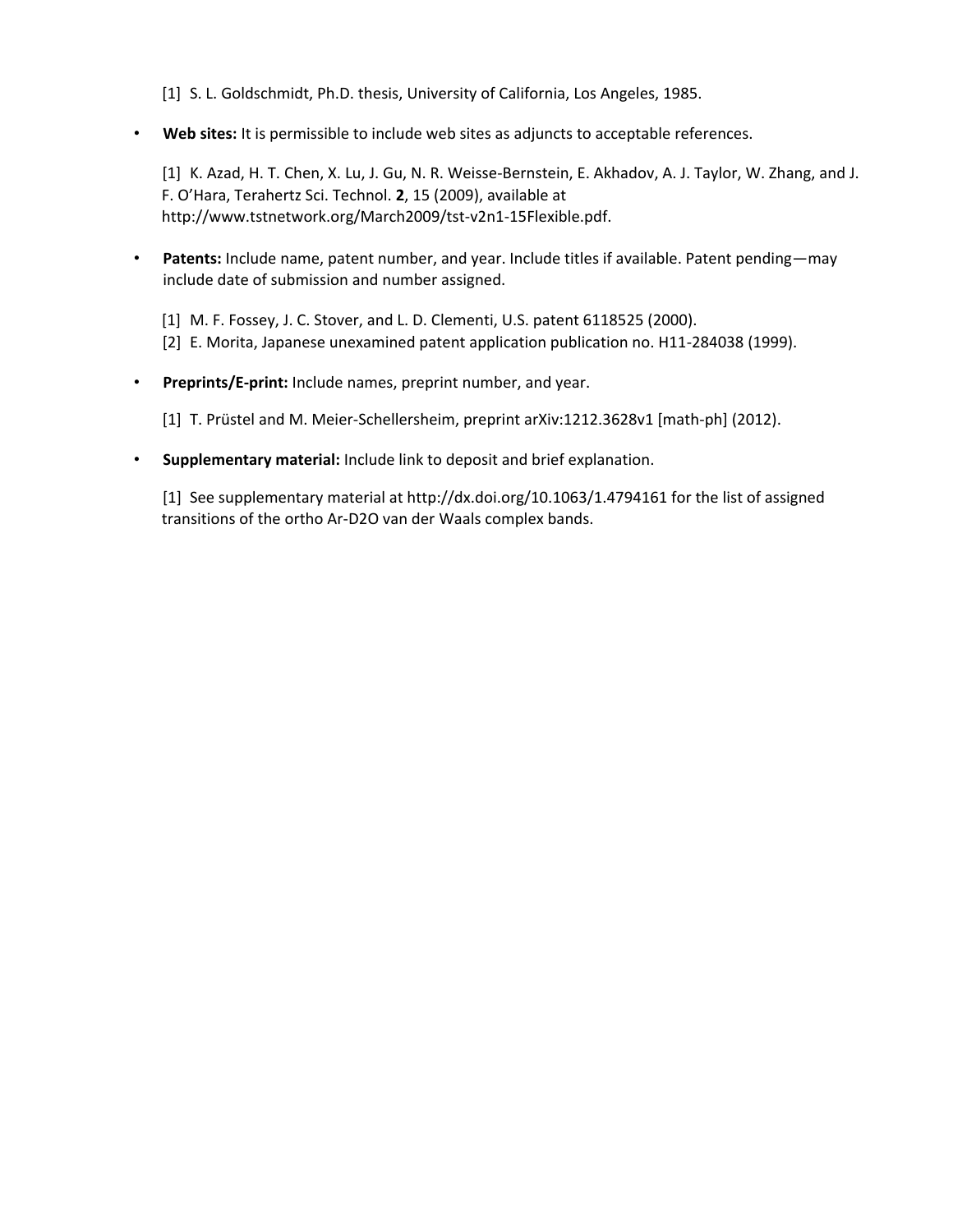[1] S. L. Goldschmidt, Ph.D. thesis, University of California, Los Angeles, 1985.

- **Web sites:** It is permissible to include web sites as adjuncts to acceptable references.

  [1] K. Azad, H. T. Chen, X. Lu, J. Gu, N. R. Weisse-Bernstein, E. Akhadov, A. J. Taylor, W. Zhang, and J. F. O'Hara, Terahertz Sci. Technol. **2**, 15 (2009), available at http://www.tstnetwork.org/March2009/tst-v2n1-15Flexible.pdf.

- **Patents:** Include name, patent number, and year. Include titles if available. Patent pending—may include date of submission and number assigned.

  [1] M. F. Fossey, J. C. Stover, and L. D. Clementi, U.S. patent 6118525 (2000).
  [2] E. Morita, Japanese unexamined patent application publication no. H11-284038 (1999).

- **Preprints/E-print:** Include names, preprint number, and year.

  [1] T. Prüstel and M. Meier-Schellersheim, preprint arXiv:1212.3628v1 [math-ph] (2012).

- **Supplementary material:** Include link to deposit and brief explanation.

  [1] See supplementary material at http://dx.doi.org/10.1063/1.4794161 for the list of assigned transitions of the ortho Ar-D2O van der Waals complex bands.